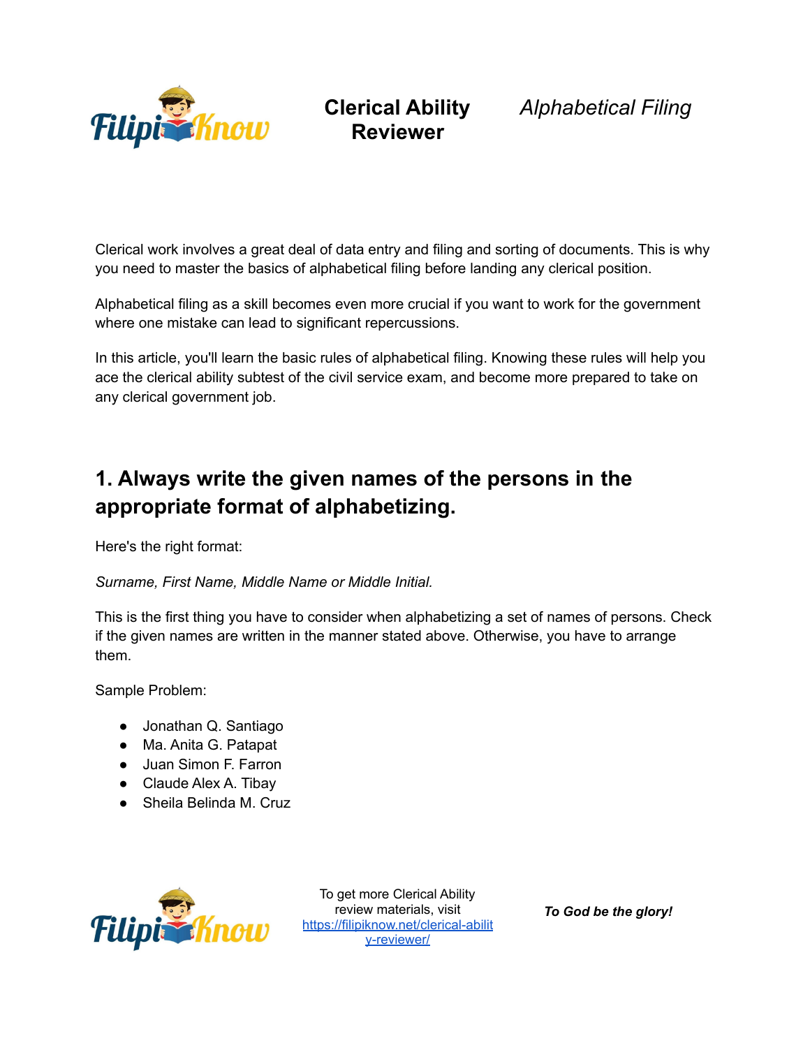Clerical work involves a great deal of data entry and filing and sorting of documents. This is why you need to master the basics of alphabetical filing before landing any clerical position.

Alphabetical filing as a skill becomes even more crucial if you want to work for the government where one mistake can lead to significant repercussions.

In this article, you'll learn the basic rules of alphabetical filing. Knowing these rules will help you ace the clerical ability subtest of the civil service exam, and become more prepared to take on any clerical government job.

## 1. Always write the given names of the persons in the appropriate format of alphabetizing.

Here's the right format:

*Surname, First Name, Middle Name or Middle Initial.*

This is the first thing you have to consider when alphabetizing a set of names of persons. Check if the given names are written in the manner stated above. Otherwise, you have to arrange them.

Sample Problem:

- Jonathan Q. Santiago
- Ma. Anita G. Patapat
- Juan Simon F. Farron
- Claude Alex A. Tibay
- Sheila Belinda M. Cruz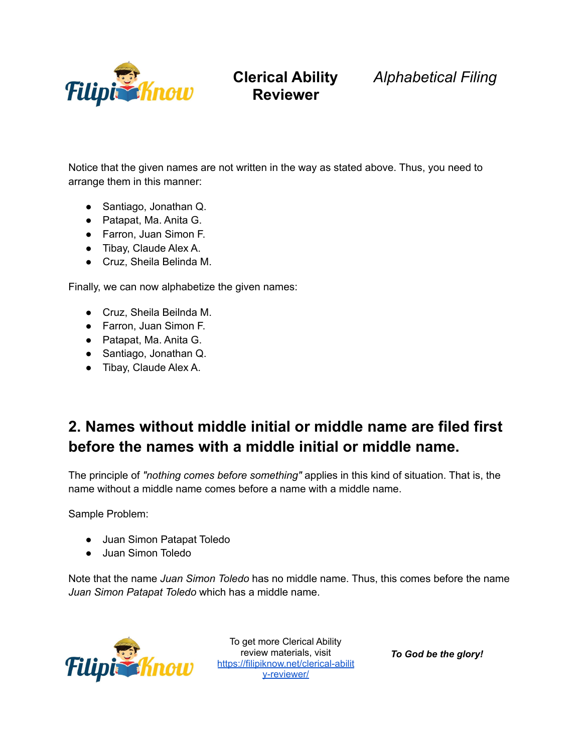Notice that the given names are not written in the way as stated above. Thus, you need to arrange them in this manner:

- Santiago, Jonathan Q.
- Patapat, Ma. Anita G.
- Farron, Juan Simon F.
- Tibay, Claude Alex A.
- Cruz, Sheila Belinda M.

Finally, we can now alphabetize the given names:

- Cruz, Sheila Beilnda M.
- Farron, Juan Simon F.
- Patapat, Ma. Anita G.
- Santiago, Jonathan Q.
- Tibay, Claude Alex A.

## 2. Names without middle initial or middle name are filed first before the names with a middle initial or middle name.

The principle of *"nothing comes before something"* applies in this kind of situation. That is, the name without a middle name comes before a name with a middle name.

Sample Problem:

- Juan Simon Patapat Toledo
- Juan Simon Toledo

Note that the name *Juan Simon Toledo* has no middle name. Thus, this comes before the name *Juan Simon Patapat Toledo* which has a middle name.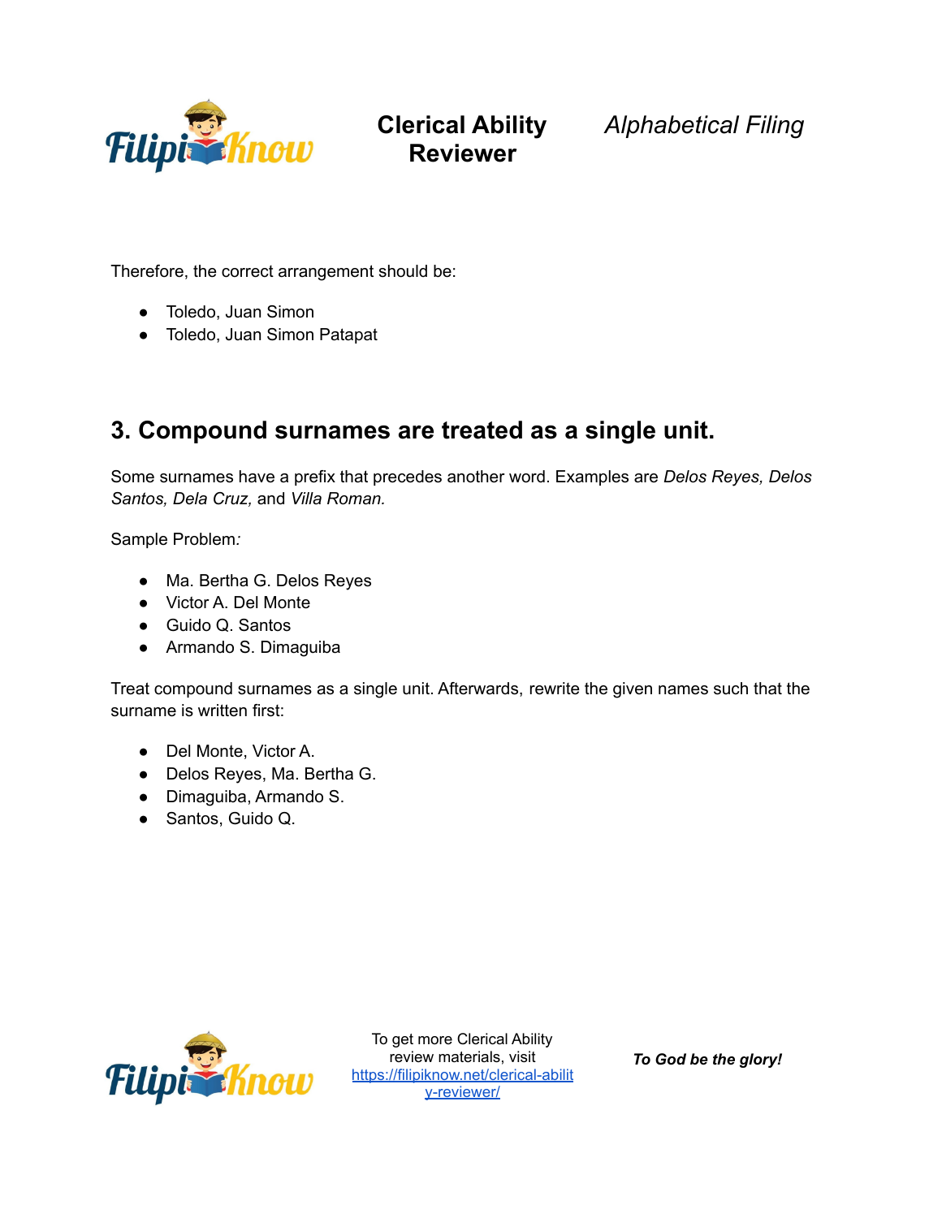Therefore, the correct arrangement should be:

- Toledo, Juan Simon
- Toledo, Juan Simon Patapat

## 3. Compound surnames are treated as a single unit.

Some surnames have a prefix that precedes another word. Examples are *Delos Reyes, Delos Santos, Dela Cruz,* and *Villa Roman.*

Sample Problem*:*

- Ma. Bertha G. Delos Reyes
- Victor A. Del Monte
- Guido Q. Santos
- Armando S. Dimaguiba

Treat compound surnames as a single unit. Afterwards, rewrite the given names such that the surname is written first:

- Del Monte, Victor A.
- Delos Reyes, Ma. Bertha G.
- Dimaguiba, Armando S.
- Santos, Guido Q.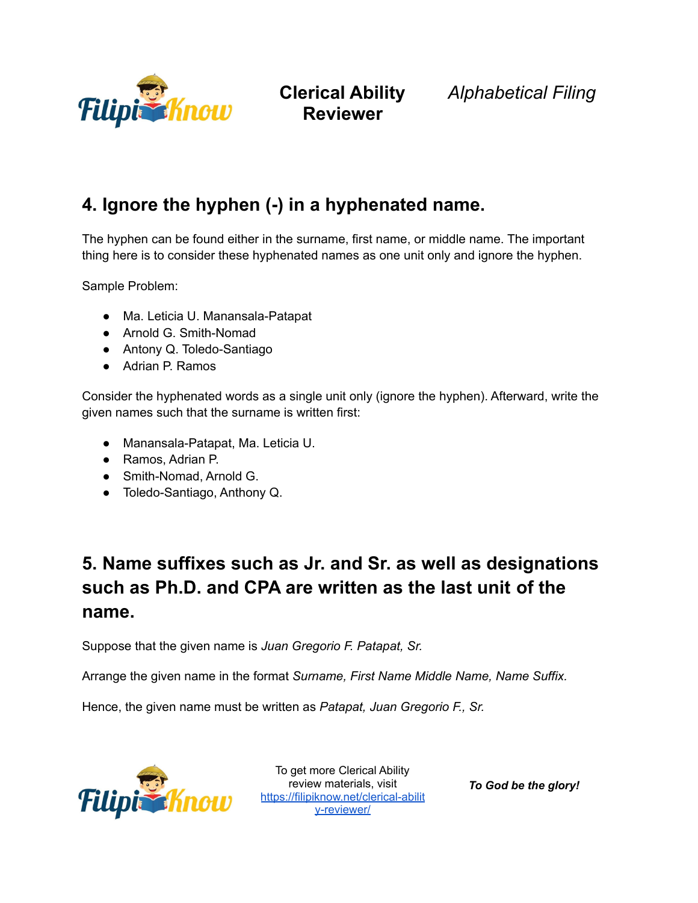## 4. Ignore the hyphen (-) in a hyphenated name.

The hyphen can be found either in the surname, first name, or middle name. The important thing here is to consider these hyphenated names as one unit only and ignore the hyphen.

Sample Problem:

- Ma. Leticia U. Manansala-Patapat
- Arnold G. Smith-Nomad
- Antony Q. Toledo-Santiago
- Adrian P. Ramos

Consider the hyphenated words as a single unit only (ignore the hyphen). Afterward, write the given names such that the surname is written first:

- Manansala-Patapat, Ma. Leticia U.
- Ramos, Adrian P.
- Smith-Nomad, Arnold G.
- Toledo-Santiago, Anthony Q.

## 5. Name suffixes such as Jr. and Sr. as well as designations such as Ph.D. and CPA are written as the last unit of the name.

Suppose that the given name is *Juan Gregorio F. Patapat, Sr.*

Arrange the given name in the format *Surname, First Name Middle Name, Name Suffix.*

Hence, the given name must be written as *Patapat, Juan Gregorio F., Sr.*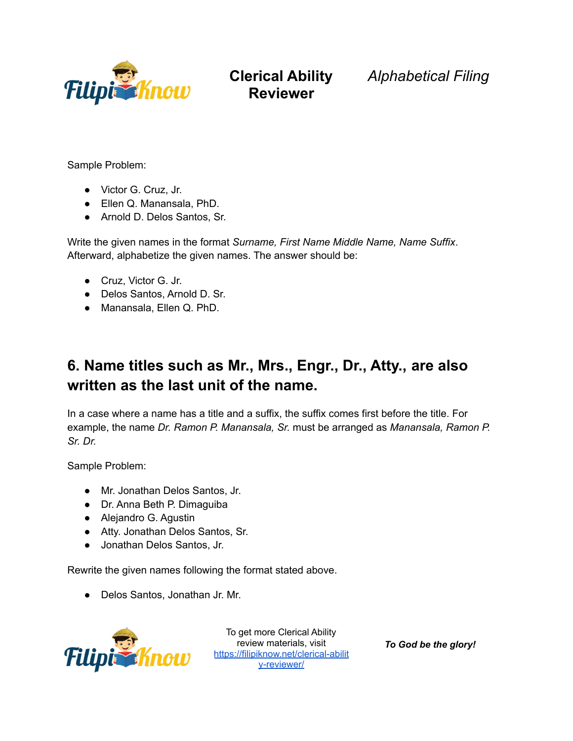Sample Problem:

- Victor G. Cruz, Jr.
- Ellen Q. Manansala, PhD.
- Arnold D. Delos Santos, Sr.

Write the given names in the format *Surname, First Name Middle Name, Name Suffix*. Afterward, alphabetize the given names. The answer should be:

- Cruz, Victor G. Jr.
- Delos Santos, Arnold D. Sr.
- Manansala, Ellen Q. PhD.

## 6. Name titles such as Mr., Mrs., Engr., Dr., Atty., are also written as the last unit of the name.

In a case where a name has a title and a suffix, the suffix comes first before the title. For example, the name *Dr. Ramon P. Manansala, Sr.* must be arranged as *Manansala, Ramon P. Sr. Dr.*

Sample Problem:

- Mr. Jonathan Delos Santos, Jr.
- Dr. Anna Beth P. Dimaguiba
- Alejandro G. Agustin
- Atty. Jonathan Delos Santos, Sr.
- Jonathan Delos Santos, Jr.

Rewrite the given names following the format stated above.

- Delos Santos, Jonathan Jr. Mr.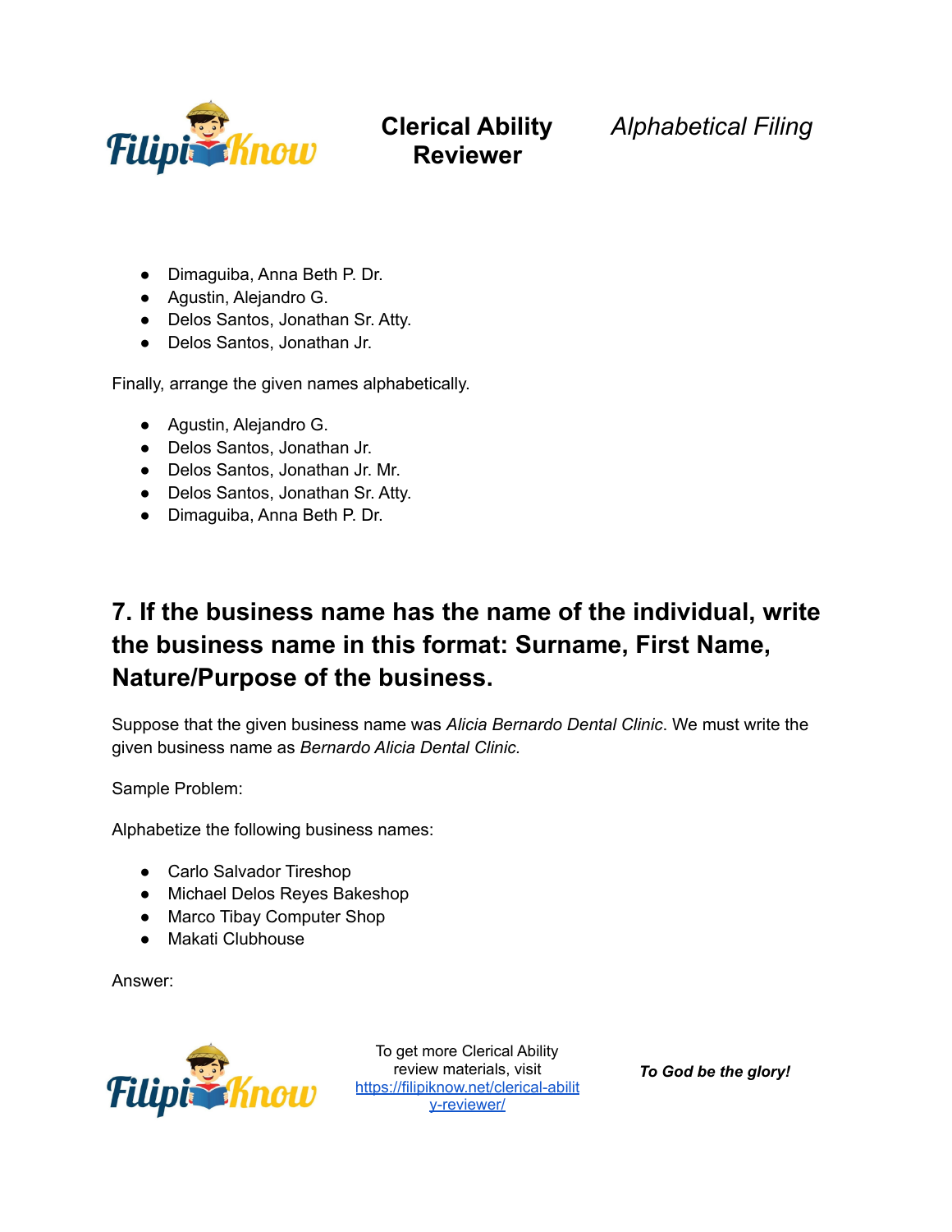- Dimaguiba, Anna Beth P. Dr.
- Agustin, Alejandro G.
- Delos Santos, Jonathan Sr. Atty.
- Delos Santos, Jonathan Jr.

Finally, arrange the given names alphabetically.

- Agustin, Alejandro G.
- Delos Santos, Jonathan Jr.
- Delos Santos, Jonathan Jr. Mr.
- Delos Santos, Jonathan Sr. Atty.
- Dimaguiba, Anna Beth P. Dr.

## 7. If the business name has the name of the individual, write the business name in this format: Surname, First Name, Nature/Purpose of the business.

Suppose that the given business name was *Alicia Bernardo Dental Clinic*. We must write the given business name as *Bernardo Alicia Dental Clinic.*

Sample Problem:

Alphabetize the following business names:

- Carlo Salvador Tireshop
- Michael Delos Reyes Bakeshop
- Marco Tibay Computer Shop
- Makati Clubhouse

Answer: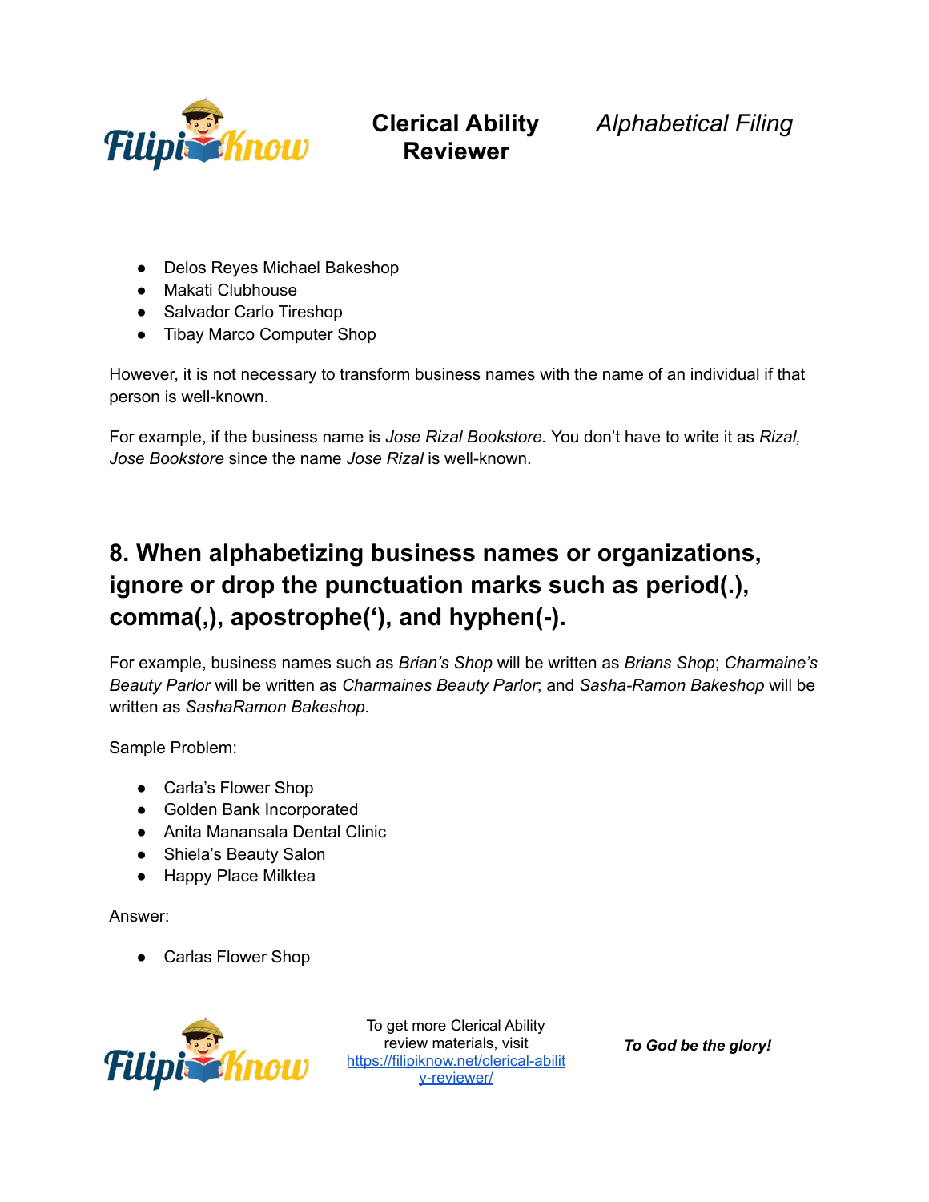- Delos Reyes Michael Bakeshop
- Makati Clubhouse
- Salvador Carlo Tireshop
- Tibay Marco Computer Shop

However, it is not necessary to transform business names with the name of an individual if that person is well-known.

For example, if the business name is *Jose Rizal Bookstore*. You don't have to write it as *Rizal, Jose Bookstore* since the name *Jose Rizal* is well-known.

## 8. When alphabetizing business names or organizations, ignore or drop the punctuation marks such as period(.), comma(,), apostrophe('), and hyphen(-).

For example, business names such as *Brian's Shop* will be written as *Brians Shop*; *Charmaine's Beauty Parlor* will be written as *Charmaines Beauty Parlor*; and *Sasha-Ramon Bakeshop* will be written as *SashaRamon Bakeshop*.

Sample Problem:

- Carla's Flower Shop
- Golden Bank Incorporated
- Anita Manansala Dental Clinic
- Shiela's Beauty Salon
- Happy Place Milktea

Answer:

- Carlas Flower Shop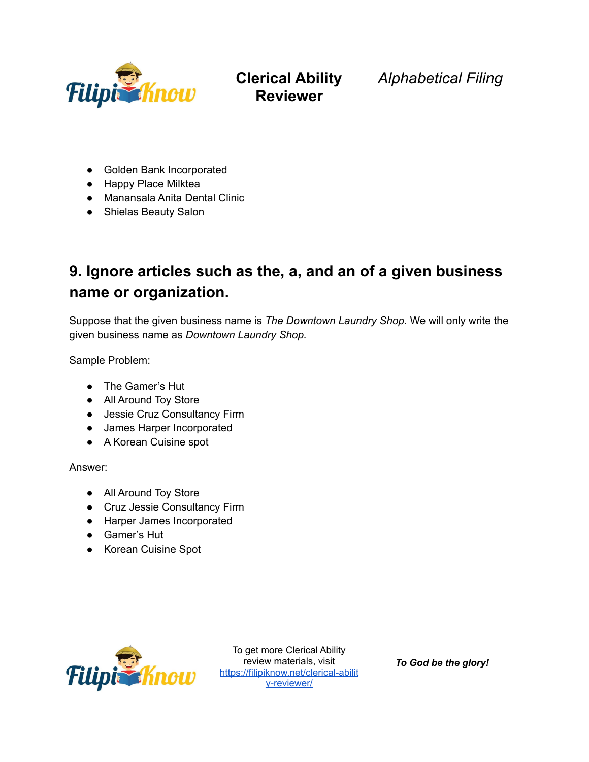- Golden Bank Incorporated
- Happy Place Milktea
- Manansala Anita Dental Clinic
- Shielas Beauty Salon

## 9. Ignore articles such as the, a, and an of a given business name or organization.

Suppose that the given business name is *The Downtown Laundry Shop*. We will only write the given business name as *Downtown Laundry Shop.*

Sample Problem:

- The Gamer's Hut
- All Around Toy Store
- Jessie Cruz Consultancy Firm
- James Harper Incorporated
- A Korean Cuisine spot

Answer:

- All Around Toy Store
- Cruz Jessie Consultancy Firm
- Harper James Incorporated
- Gamer's Hut
- Korean Cuisine Spot